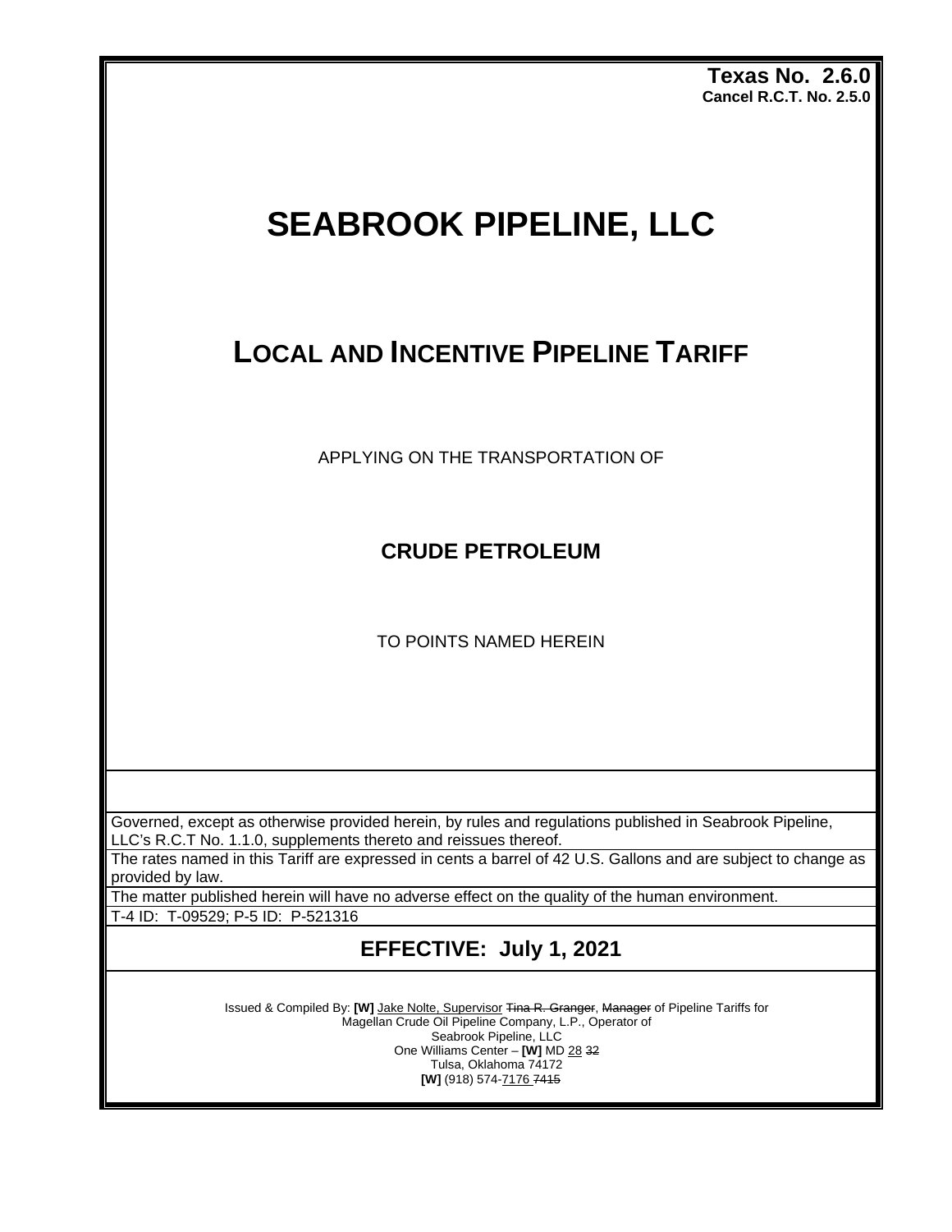**Texas No. 2.6.0**
**Cancel R.C.T. No. 2.5.0**

# SEABROOK PIPELINE, LLC

## LOCAL AND INCENTIVE PIPELINE TARIFF

APPLYING ON THE TRANSPORTATION OF

### CRUDE PETROLEUM

TO POINTS NAMED HEREIN

Governed, except as otherwise provided herein, by rules and regulations published in Seabrook Pipeline, LLC's R.C.T No. 1.1.0, supplements thereto and reissues thereof.

The rates named in this Tariff are expressed in cents a barrel of 42 U.S. Gallons and are subject to change as provided by law.

The matter published herein will have no adverse effect on the quality of the human environment.

T-4 ID: T-09529; P-5 ID: P-521316

## EFFECTIVE: July 1, 2021

Issued & Compiled By: **[W]** Jake Nolte, Supervisor ~~Tina R. Granger~~, ~~Manager~~ of Pipeline Tariffs for
Magellan Crude Oil Pipeline Company, L.P., Operator of
Seabrook Pipeline, LLC
One Williams Center – **[W]** MD 28 ~~32~~
Tulsa, Oklahoma 74172
**[W]** (918) 574-7176 ~~7415~~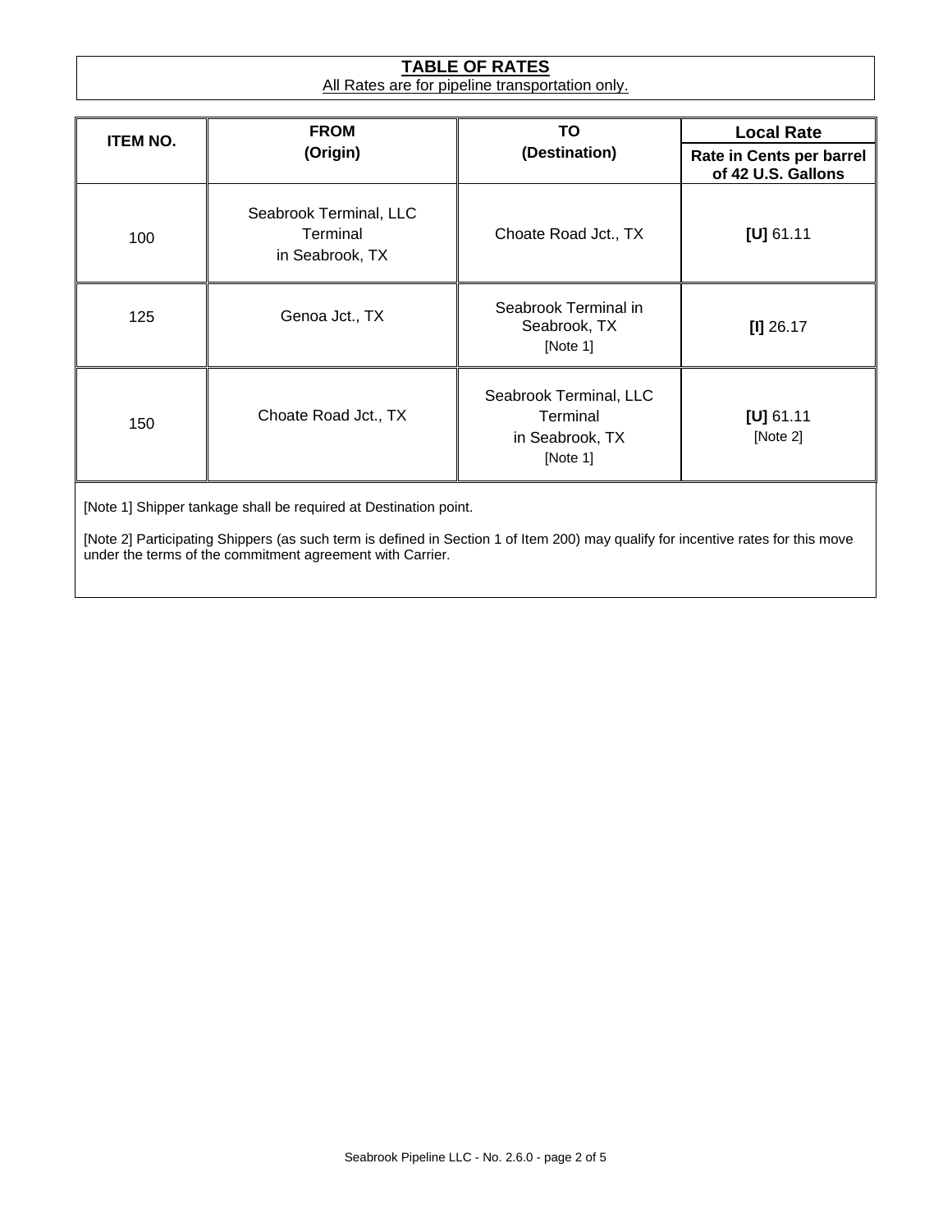# TABLE OF RATES

All Rates are for pipeline transportation only.

| ITEM NO. | FROM (Origin) | TO (Destination) | Local Rate |
|---|---|---|---|
| | | | Rate in Cents per barrel of 42 U.S. Gallons |
| 100 | Seabrook Terminal, LLC Terminal in Seabrook, TX | Choate Road Jct., TX | **[U]** 61.11 |
| 125 | Genoa Jct., TX | Seabrook Terminal in Seabrook, TX [Note 1] | **[I]** 26.17 |
| 150 | Choate Road Jct., TX | Seabrook Terminal, LLC Terminal in Seabrook, TX [Note 1] | **[U]** 61.11 [Note 2] |

[Note 1] Shipper tankage shall be required at Destination point.

[Note 2] Participating Shippers (as such term is defined in Section 1 of Item 200) may qualify for incentive rates for this move under the terms of the commitment agreement with Carrier.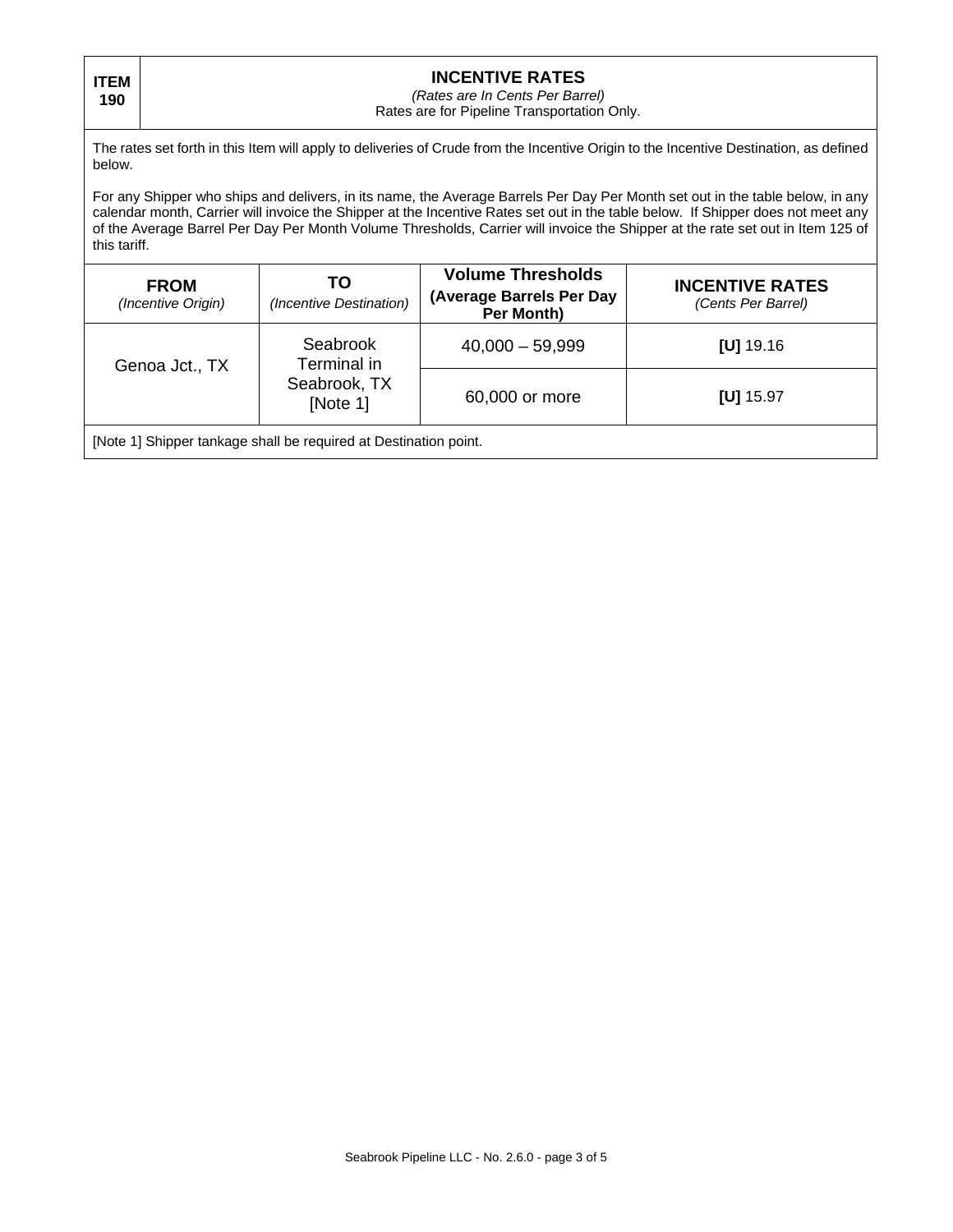**ITEM 190**

## INCENTIVE RATES

*(Rates are In Cents Per Barrel)*

Rates are for Pipeline Transportation Only.

The rates set forth in this Item will apply to deliveries of Crude from the Incentive Origin to the Incentive Destination, as defined below.

For any Shipper who ships and delivers, in its name, the Average Barrels Per Day Per Month set out in the table below, in any calendar month, Carrier will invoice the Shipper at the Incentive Rates set out in the table below. If Shipper does not meet any of the Average Barrel Per Day Per Month Volume Thresholds, Carrier will invoice the Shipper at the rate set out in Item 125 of this tariff.

| FROM *(Incentive Origin)* | TO *(Incentive Destination)* | Volume Thresholds (Average Barrels Per Day Per Month) | INCENTIVE RATES *(Cents Per Barrel)* |
|---|---|---|---|
| Genoa Jct., TX | Seabrook Terminal in Seabrook, TX [Note 1] | 40,000 – 59,999 | **[U]** 19.16 |
| | | 60,000 or more | **[U]** 15.97 |

[Note 1] Shipper tankage shall be required at Destination point.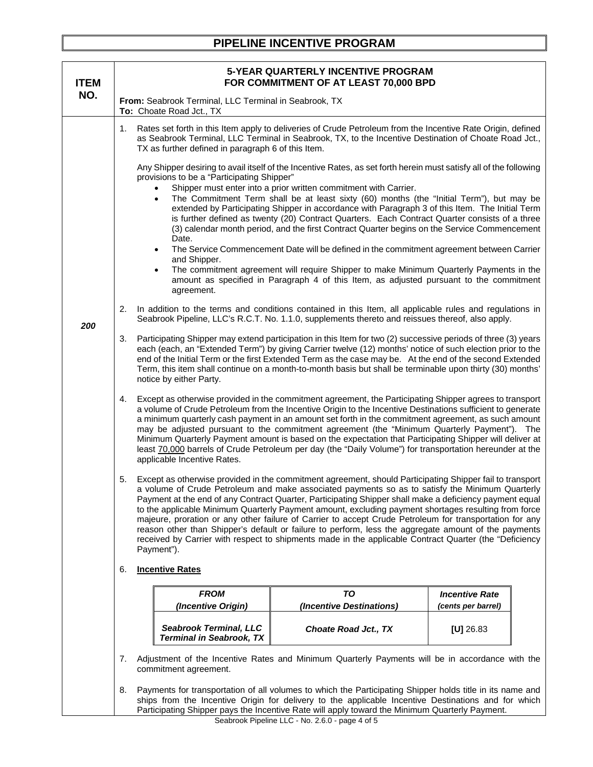# PIPELINE INCENTIVE PROGRAM

**ITEM NO.** 200

## 5-YEAR QUARTERLY INCENTIVE PROGRAM FOR COMMITMENT OF AT LEAST 70,000 BPD

**From:** Seabrook Terminal, LLC Terminal in Seabrook, TX
**To:** Choate Road Jct., TX

1. Rates set forth in this Item apply to deliveries of Crude Petroleum from the Incentive Rate Origin, defined as Seabrook Terminal, LLC Terminal in Seabrook, TX, to the Incentive Destination of Choate Road Jct., TX as further defined in paragraph 6 of this Item.

   Any Shipper desiring to avail itself of the Incentive Rates, as set forth herein must satisfy all of the following provisions to be a "Participating Shipper"

   - Shipper must enter into a prior written commitment with Carrier.
   - The Commitment Term shall be at least sixty (60) months (the "Initial Term"), but may be extended by Participating Shipper in accordance with Paragraph 3 of this Item. The Initial Term is further defined as twenty (20) Contract Quarters. Each Contract Quarter consists of a three (3) calendar month period, and the first Contract Quarter begins on the Service Commencement Date.
   - The Service Commencement Date will be defined in the commitment agreement between Carrier and Shipper.
   - The commitment agreement will require Shipper to make Minimum Quarterly Payments in the amount as specified in Paragraph 4 of this Item, as adjusted pursuant to the commitment agreement.

2. In addition to the terms and conditions contained in this Item, all applicable rules and regulations in Seabrook Pipeline, LLC's R.C.T. No. 1.1.0, supplements thereto and reissues thereof, also apply.

3. Participating Shipper may extend participation in this Item for two (2) successive periods of three (3) years each (each, an "Extended Term") by giving Carrier twelve (12) months' notice of such election prior to the end of the Initial Term or the first Extended Term as the case may be. At the end of the second Extended Term, this item shall continue on a month-to-month basis but shall be terminable upon thirty (30) months' notice by either Party.

4. Except as otherwise provided in the commitment agreement, the Participating Shipper agrees to transport a volume of Crude Petroleum from the Incentive Origin to the Incentive Destinations sufficient to generate a minimum quarterly cash payment in an amount set forth in the commitment agreement, as such amount may be adjusted pursuant to the commitment agreement (the "Minimum Quarterly Payment"). The Minimum Quarterly Payment amount is based on the expectation that Participating Shipper will deliver at least 70,000 barrels of Crude Petroleum per day (the "Daily Volume") for transportation hereunder at the applicable Incentive Rates.

5. Except as otherwise provided in the commitment agreement, should Participating Shipper fail to transport a volume of Crude Petroleum and make associated payments so as to satisfy the Minimum Quarterly Payment at the end of any Contract Quarter, Participating Shipper shall make a deficiency payment equal to the applicable Minimum Quarterly Payment amount, excluding payment shortages resulting from force majeure, proration or any other failure of Carrier to accept Crude Petroleum for transportation for any reason other than Shipper's default or failure to perform, less the aggregate amount of the payments received by Carrier with respect to shipments made in the applicable Contract Quarter (the "Deficiency Payment").

6. **Incentive Rates**

| *FROM (Incentive Origin)* | *TO (Incentive Destinations)* | *Incentive Rate (cents per barrel)* |
|---|---|---|
| *Seabrook Terminal, LLC Terminal in Seabrook, TX* | *Choate Road Jct., TX* | [U] 26.83 |

7. Adjustment of the Incentive Rates and Minimum Quarterly Payments will be in accordance with the commitment agreement.

8. Payments for transportation of all volumes to which the Participating Shipper holds title in its name and ships from the Incentive Origin for delivery to the applicable Incentive Destinations and for which Participating Shipper pays the Incentive Rate will apply toward the Minimum Quarterly Payment.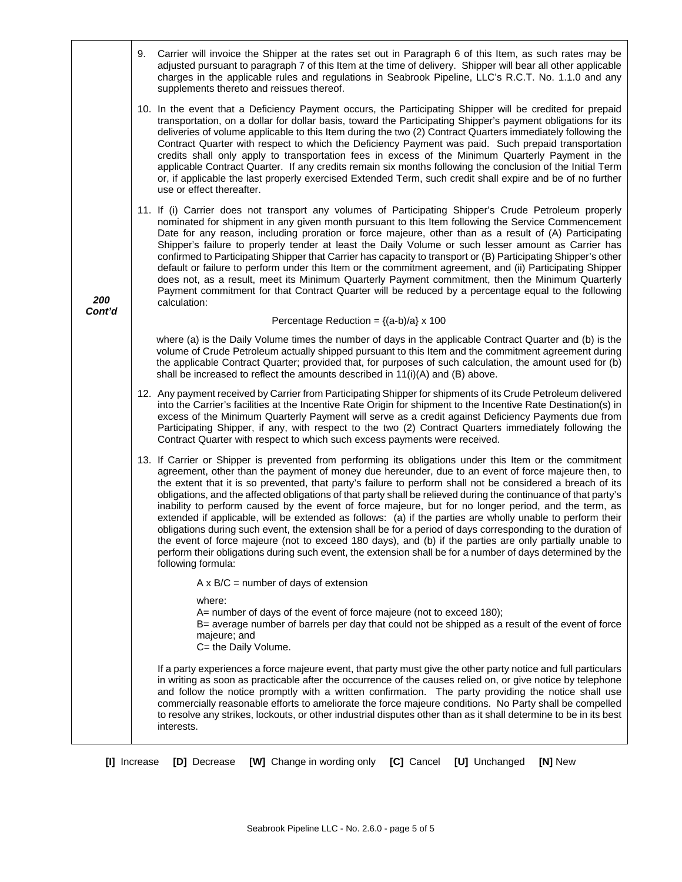*200 Cont'd*

9. Carrier will invoice the Shipper at the rates set out in Paragraph 6 of this Item, as such rates may be adjusted pursuant to paragraph 7 of this Item at the time of delivery. Shipper will bear all other applicable charges in the applicable rules and regulations in Seabrook Pipeline, LLC's R.C.T. No. 1.1.0 and any supplements thereto and reissues thereof.

10. In the event that a Deficiency Payment occurs, the Participating Shipper will be credited for prepaid transportation, on a dollar for dollar basis, toward the Participating Shipper's payment obligations for its deliveries of volume applicable to this Item during the two (2) Contract Quarters immediately following the Contract Quarter with respect to which the Deficiency Payment was paid. Such prepaid transportation credits shall only apply to transportation fees in excess of the Minimum Quarterly Payment in the applicable Contract Quarter. If any credits remain six months following the conclusion of the Initial Term or, if applicable the last properly exercised Extended Term, such credit shall expire and be of no further use or effect thereafter.

11. If (i) Carrier does not transport any volumes of Participating Shipper's Crude Petroleum properly nominated for shipment in any given month pursuant to this Item following the Service Commencement Date for any reason, including proration or force majeure, other than as a result of (A) Participating Shipper's failure to properly tender at least the Daily Volume or such lesser amount as Carrier has confirmed to Participating Shipper that Carrier has capacity to transport or (B) Participating Shipper's other default or failure to perform under this Item or the commitment agreement, and (ii) Participating Shipper does not, as a result, meet its Minimum Quarterly Payment commitment, then the Minimum Quarterly Payment commitment for that Contract Quarter will be reduced by a percentage equal to the following calculation:

$$\text{Percentage Reduction} = \{(a-b)/a\} \times 100$$

where (a) is the Daily Volume times the number of days in the applicable Contract Quarter and (b) is the volume of Crude Petroleum actually shipped pursuant to this Item and the commitment agreement during the applicable Contract Quarter; provided that, for purposes of such calculation, the amount used for (b) shall be increased to reflect the amounts described in 11(i)(A) and (B) above.

12. Any payment received by Carrier from Participating Shipper for shipments of its Crude Petroleum delivered into the Carrier's facilities at the Incentive Rate Origin for shipment to the Incentive Rate Destination(s) in excess of the Minimum Quarterly Payment will serve as a credit against Deficiency Payments due from Participating Shipper, if any, with respect to the two (2) Contract Quarters immediately following the Contract Quarter with respect to which such excess payments were received.

13. If Carrier or Shipper is prevented from performing its obligations under this Item or the commitment agreement, other than the payment of money due hereunder, due to an event of force majeure then, to the extent that it is so prevented, that party's failure to perform shall not be considered a breach of its obligations, and the affected obligations of that party shall be relieved during the continuance of that party's inability to perform caused by the event of force majeure, but for no longer period, and the term, as extended if applicable, will be extended as follows: (a) if the parties are wholly unable to perform their obligations during such event, the extension shall be for a period of days corresponding to the duration of the event of force majeure (not to exceed 180 days), and (b) if the parties are only partially unable to perform their obligations during such event, the extension shall be for a number of days determined by the following formula:

$$A \times B/C = \text{number of days of extension}$$

where:
A= number of days of the event of force majeure (not to exceed 180);
B= average number of barrels per day that could not be shipped as a result of the event of force majeure; and
C= the Daily Volume.

If a party experiences a force majeure event, that party must give the other party notice and full particulars in writing as soon as practicable after the occurrence of the causes relied on, or give notice by telephone and follow the notice promptly with a written confirmation. The party providing the notice shall use commercially reasonable efforts to ameliorate the force majeure conditions. No Party shall be compelled to resolve any strikes, lockouts, or other industrial disputes other than as it shall determine to be in its best interests.

**[I]** Increase **[D]** Decrease **[W]** Change in wording only **[C]** Cancel **[U]** Unchanged **[N]** New